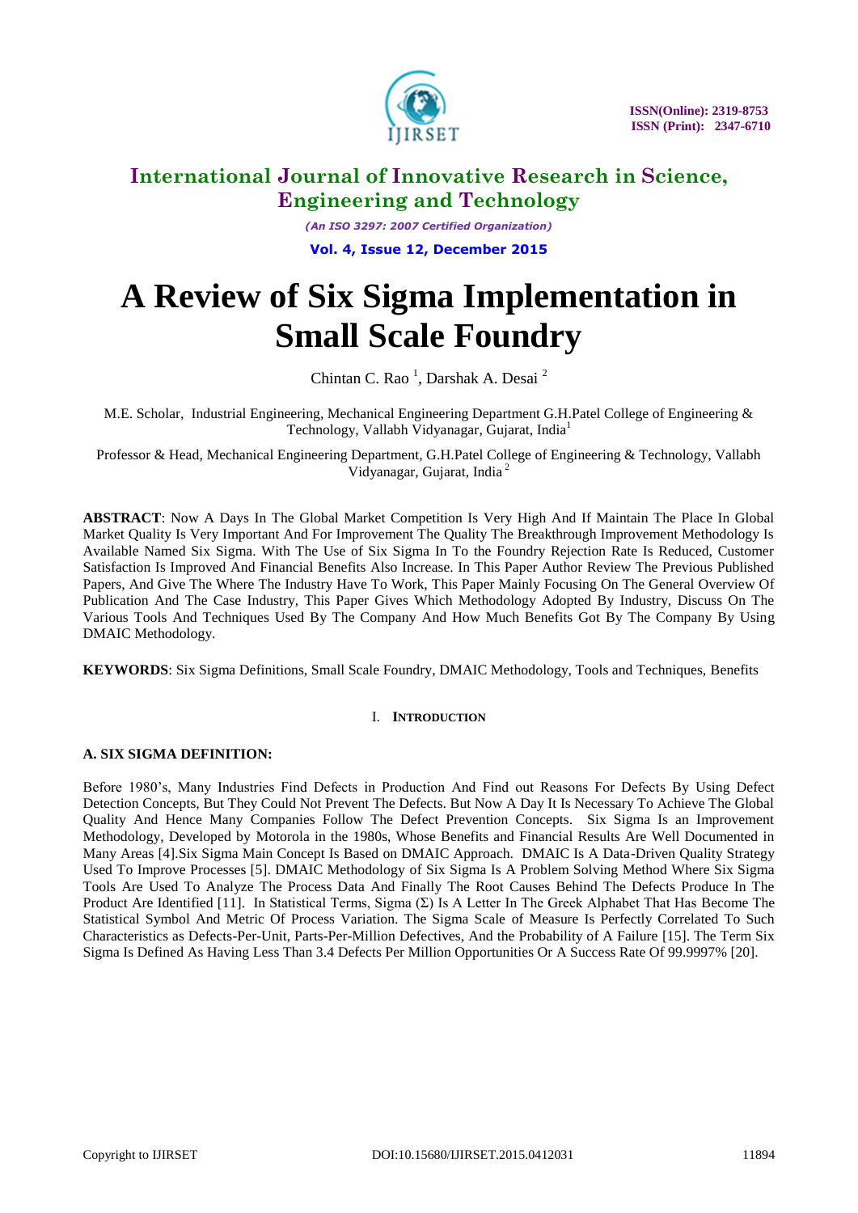# A Review of Six Sigma Implementation in Small Scale Foundry

Chintan C. Rao [1], Darshak A. Desai [2]

M.E. Scholar, Industrial Engineering, Mechanical Engineering Department G.H.Patel College of Engineering & Technology, Vallabh Vidyanagar, Gujarat, India[1]

Professor & Head, Mechanical Engineering Department, G.H.Patel College of Engineering & Technology, Vallabh Vidyanagar, Gujarat, India [2]

**ABSTRACT**: Now A Days In The Global Market Competition Is Very High And If Maintain The Place In Global Market Quality Is Very Important And For Improvement The Quality The Breakthrough Improvement Methodology Is Available Named Six Sigma. With The Use of Six Sigma In To the Foundry Rejection Rate Is Reduced, Customer Satisfaction Is Improved And Financial Benefits Also Increase. In This Paper Author Review The Previous Published Papers, And Give The Where The Industry Have To Work, This Paper Mainly Focusing On The General Overview Of Publication And The Case Industry, This Paper Gives Which Methodology Adopted By Industry, Discuss On The Various Tools And Techniques Used By The Company And How Much Benefits Got By The Company By Using DMAIC Methodology.

**KEYWORDS**: Six Sigma Definitions, Small Scale Foundry, DMAIC Methodology, Tools and Techniques, Benefits

## I. Introduction

### A. SIX SIGMA DEFINITION:

Before 1980's, Many Industries Find Defects in Production And Find out Reasons For Defects By Using Defect Detection Concepts, But They Could Not Prevent The Defects. But Now A Day It Is Necessary To Achieve The Global Quality And Hence Many Companies Follow The Defect Prevention Concepts. Six Sigma Is an Improvement Methodology, Developed by Motorola in the 1980s, Whose Benefits and Financial Results Are Well Documented in Many Areas [4].Six Sigma Main Concept Is Based on DMAIC Approach. DMAIC Is A Data-Driven Quality Strategy Used To Improve Processes [5]. DMAIC Methodology of Six Sigma Is A Problem Solving Method Where Six Sigma Tools Are Used To Analyze The Process Data And Finally The Root Causes Behind The Defects Produce In The Product Are Identified [11]. In Statistical Terms, Sigma (Σ) Is A Letter In The Greek Alphabet That Has Become The Statistical Symbol And Metric Of Process Variation. The Sigma Scale of Measure Is Perfectly Correlated To Such Characteristics as Defects-Per-Unit, Parts-Per-Million Defectives, And the Probability of A Failure [15]. The Term Six Sigma Is Defined As Having Less Than 3.4 Defects Per Million Opportunities Or A Success Rate Of 99.9997% [20].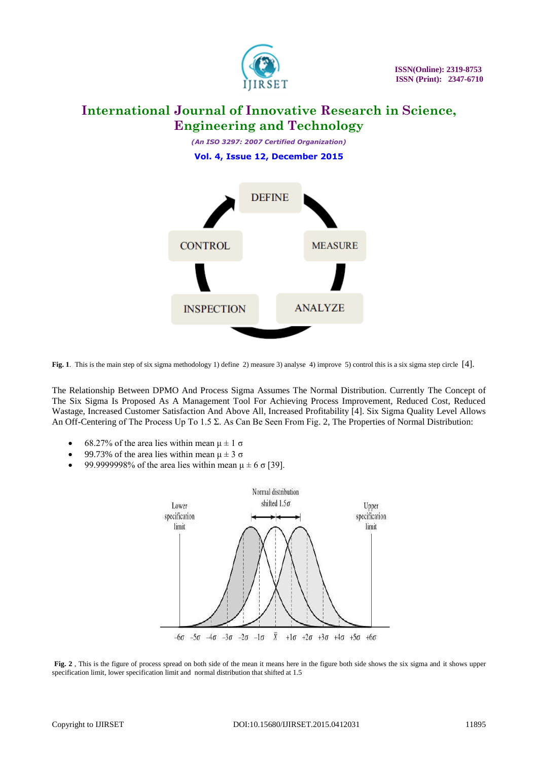**Fig. 1**. This is the main step of six sigma methodology 1) define 2) measure 3) analyse 4) improve 5) control this is a six sigma step circle [4].

The Relationship Between DPMO And Process Sigma Assumes The Normal Distribution. Currently The Concept of The Six Sigma Is Proposed As A Management Tool For Achieving Process Improvement, Reduced Cost, Reduced Wastage, Increased Customer Satisfaction And Above All, Increased Profitability [4]. Six Sigma Quality Level Allows An Off-Centering of The Process Up To 1.5 Σ. As Can Be Seen From Fig. 2, The Properties of Normal Distribution:

- 68.27% of the area lies within mean $\mu \pm 1\ \sigma$
- 99.73% of the area lies within mean $\mu \pm 3\ \sigma$
- 99.9999998% of the area lies within mean $\mu \pm 6\ \sigma$ [39].

**Fig. 2** , This is the figure of process spread on both side of the mean it means here in the figure both side shows the six sigma and it shows upper specification limit, lower specification limit and normal distribution that shifted at 1.5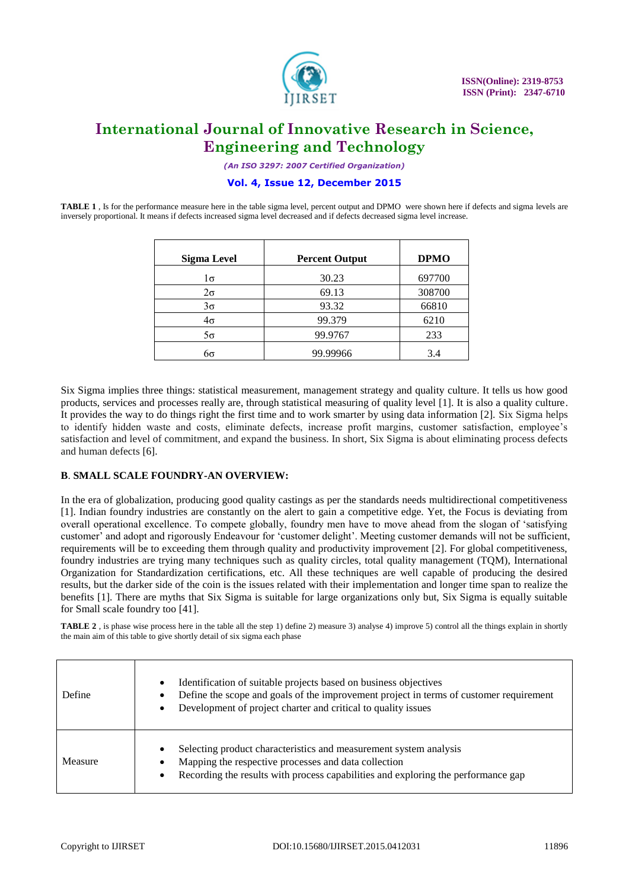**TABLE 1** , Is for the performance measure here in the table sigma level, percent output and DPMO were shown here if defects and sigma levels are inversely proportional. It means if defects increased sigma level decreased and if defects decreased sigma level increase.

| Sigma Level | Percent Output | DPMO |
|---|---|---|
| 1σ | 30.23 | 697700 |
| 2σ | 69.13 | 308700 |
| 3σ | 93.32 | 66810 |
| 4σ | 99.379 | 6210 |
| 5σ | 99.9767 | 233 |
| 6σ | 99.99966 | 3.4 |

Six Sigma implies three things: statistical measurement, management strategy and quality culture. It tells us how good products, services and processes really are, through statistical measuring of quality level [1]. It is also a quality culture. It provides the way to do things right the first time and to work smarter by using data information [2]. Six Sigma helps to identify hidden waste and costs, eliminate defects, increase profit margins, customer satisfaction, employee's satisfaction and level of commitment, and expand the business. In short, Six Sigma is about eliminating process defects and human defects [6].

### B. SMALL SCALE FOUNDRY-AN OVERVIEW:

In the era of globalization, producing good quality castings as per the standards needs multidirectional competitiveness [1]. Indian foundry industries are constantly on the alert to gain a competitive edge. Yet, the Focus is deviating from overall operational excellence. To compete globally, foundry men have to move ahead from the slogan of 'satisfying customer' and adopt and rigorously Endeavour for 'customer delight'. Meeting customer demands will not be sufficient, requirements will be to exceeding them through quality and productivity improvement [2]. For global competitiveness, foundry industries are trying many techniques such as quality circles, total quality management (TQM), International Organization for Standardization certifications, etc. All these techniques are well capable of producing the desired results, but the darker side of the coin is the issues related with their implementation and longer time span to realize the benefits [1]. There are myths that Six Sigma is suitable for large organizations only but, Six Sigma is equally suitable for Small scale foundry too [41].

**TABLE 2** , is phase wise process here in the table all the step 1) define 2) measure 3) analyse 4) improve 5) control all the things explain in shortly the main aim of this table to give shortly detail of six sigma each phase

| Phase | Description |
|---|---|
| Define | • Identification of suitable projects based on business objectives<br>• Define the scope and goals of the improvement project in terms of customer requirement<br>• Development of project charter and critical to quality issues |
| Measure | • Selecting product characteristics and measurement system analysis<br>• Mapping the respective processes and data collection<br>• Recording the results with process capabilities and exploring the performance gap |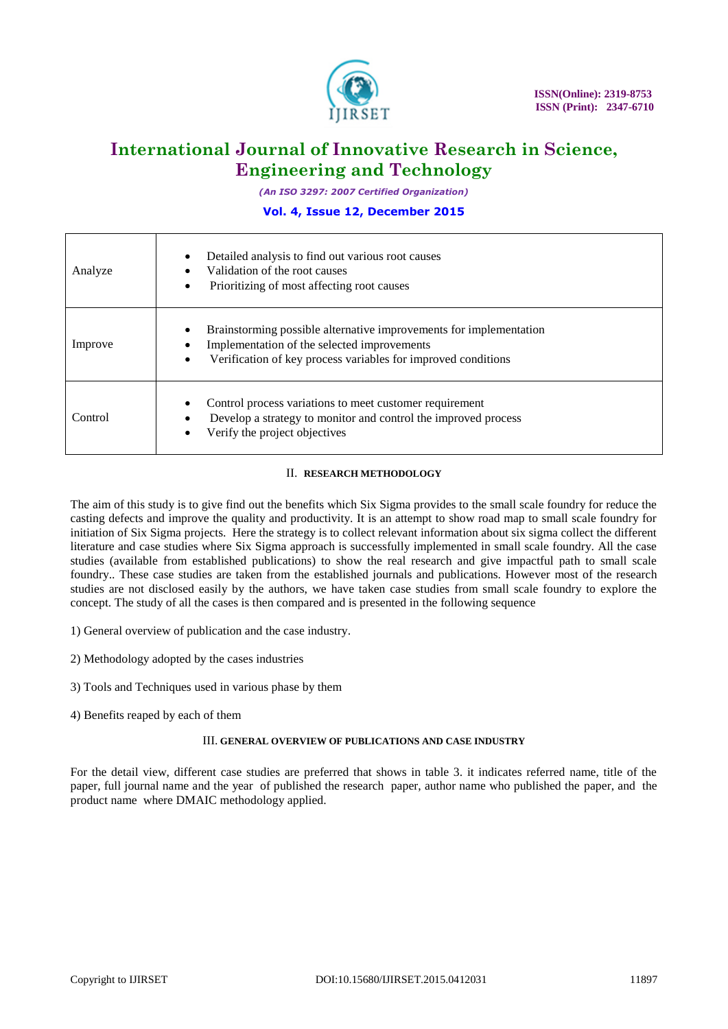| Analyze | <ul><li>Detailed analysis to find out various root causes</li><li>Validation of the root causes</li><li>Prioritizing of most affecting root causes</li></ul> |
|---|---|
| Improve | <ul><li>Brainstorming possible alternative improvements for implementation</li><li>Implementation of the selected improvements</li><li>Verification of key process variables for improved conditions</li></ul> |
| Control | <ul><li>Control process variations to meet customer requirement</li><li>Develop a strategy to monitor and control the improved process</li><li>Verify the project objectives</li></ul> |

## II. RESEARCH METHODOLOGY

The aim of this study is to give find out the benefits which Six Sigma provides to the small scale foundry for reduce the casting defects and improve the quality and productivity. It is an attempt to show road map to small scale foundry for initiation of Six Sigma projects. Here the strategy is to collect relevant information about six sigma collect the different literature and case studies where Six Sigma approach is successfully implemented in small scale foundry. All the case studies (available from established publications) to show the real research and give impactful path to small scale foundry.. These case studies are taken from the established journals and publications. However most of the research studies are not disclosed easily by the authors, we have taken case studies from small scale foundry to explore the concept. The study of all the cases is then compared and is presented in the following sequence

1) General overview of publication and the case industry.

2) Methodology adopted by the cases industries

3) Tools and Techniques used in various phase by them

4) Benefits reaped by each of them

## III. GENERAL OVERVIEW OF PUBLICATIONS AND CASE INDUSTRY

For the detail view, different case studies are preferred that shows in table 3. it indicates referred name, title of the paper, full journal name and the year of published the research paper, author name who published the paper, and the product name where DMAIC methodology applied.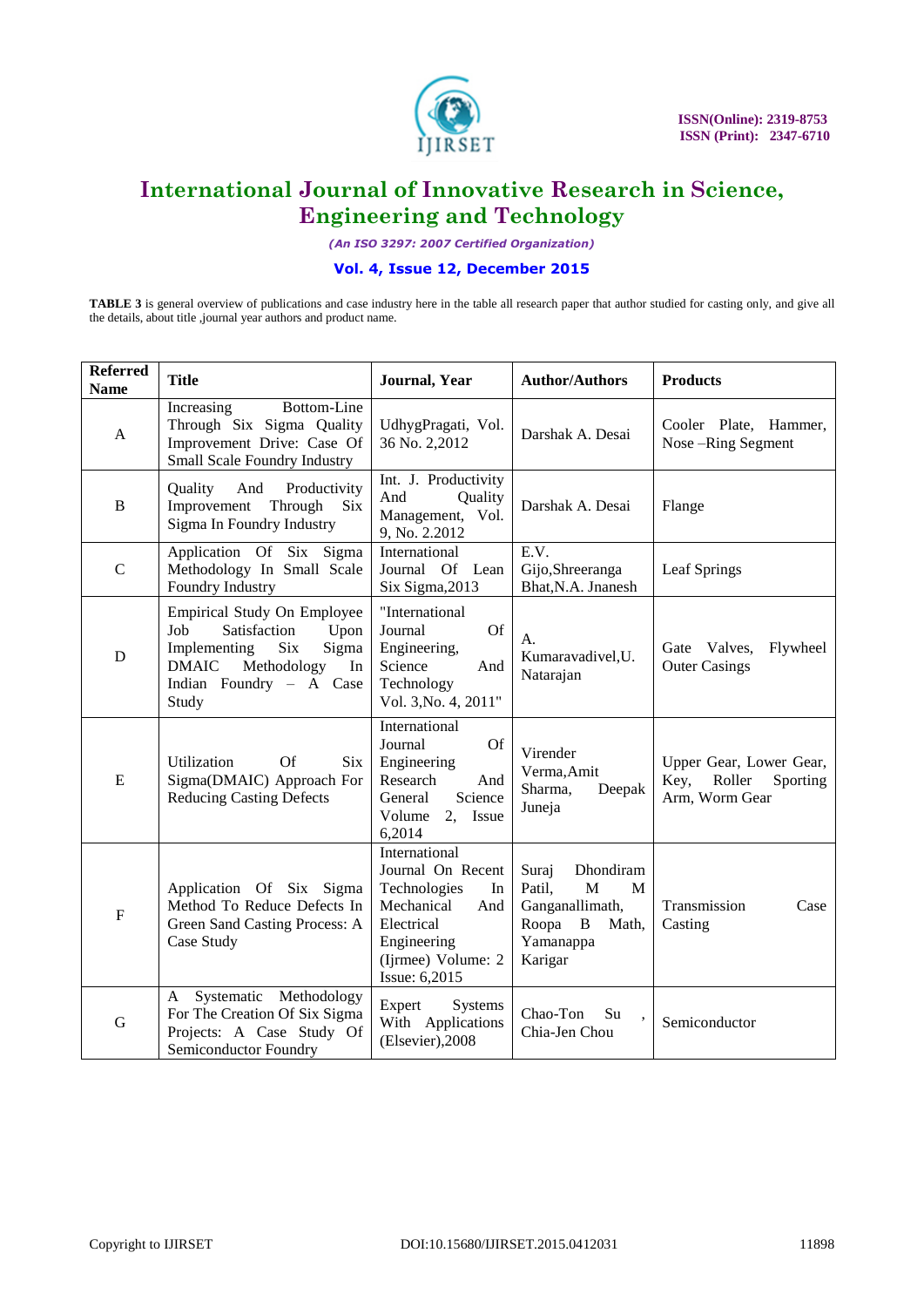**TABLE 3** is general overview of publications and case industry here in the table all research paper that author studied for casting only, and give all the details, about title ,journal year authors and product name.

| Referred Name | Title | Journal, Year | Author/Authors | Products |
|---|---|---|---|---|
| A | Increasing Bottom-Line Through Six Sigma Quality Improvement Drive: Case Of Small Scale Foundry Industry | UdhygPragati, Vol. 36 No. 2,2012 | Darshak A. Desai | Cooler Plate, Hammer, Nose –Ring Segment |
| B | Quality And Productivity Improvement Through Six Sigma In Foundry Industry | Int. J. Productivity And Quality Management, Vol. 9, No. 2.2012 | Darshak A. Desai | Flange |
| C | Application Of Six Sigma Methodology In Small Scale Foundry Industry | International Journal Of Lean Six Sigma,2013 | E.V. Gijo,Shreeranga Bhat,N.A. Jnanesh | Leaf Springs |
| D | Empirical Study On Employee Job Satisfaction Upon Implementing Six Sigma DMAIC Methodology In Indian Foundry – A Case Study | "International Journal Of Engineering, Science And Technology Vol. 3,No. 4, 2011" | A. Kumaravadivel,U. Natarajan | Gate Valves, Flywheel Outer Casings |
| E | Utilization Of Six Sigma(DMAIC) Approach For Reducing Casting Defects | International Journal Of Engineering Research And General Science Volume 2, Issue 6,2014 | Virender Verma,Amit Sharma, Deepak Juneja | Upper Gear, Lower Gear, Key, Roller Sporting Arm, Worm Gear |
| F | Application Of Six Sigma Method To Reduce Defects In Green Sand Casting Process: A Case Study | International Journal On Recent Technologies In Mechanical And Electrical Engineering (Ijrmee) Volume: 2 Issue: 6,2015 | Suraj Dhondiram Patil, M M Ganganallimath, Roopa B Math, Yamanappa Karigar | Transmission Case Casting |
| G | A Systematic Methodology For The Creation Of Six Sigma Projects: A Case Study Of Semiconductor Foundry | Expert Systems With Applications (Elsevier),2008 | Chao-Ton Su , Chia-Jen Chou | Semiconductor |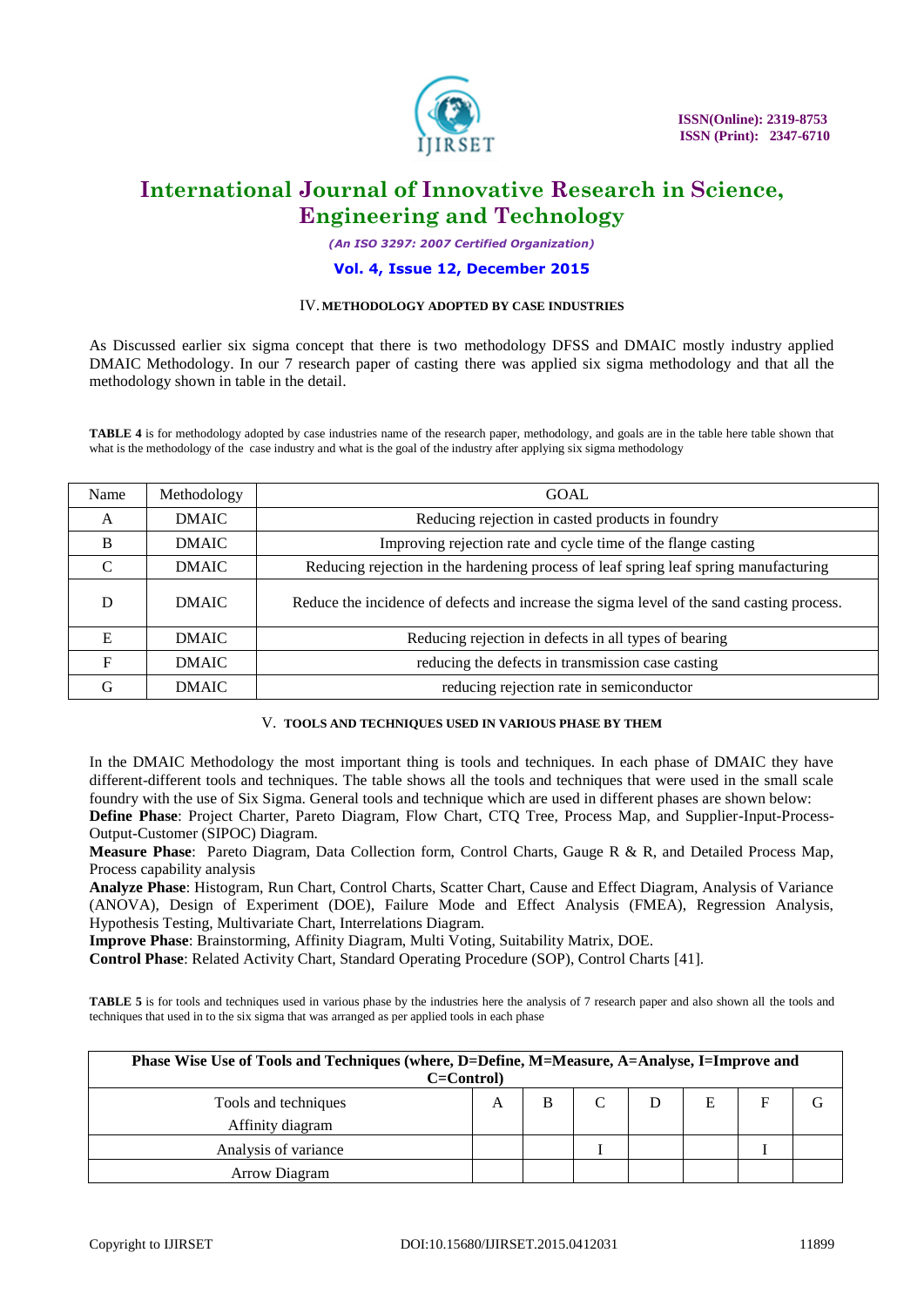## IV. METHODOLOGY ADOPTED BY CASE INDUSTRIES

As Discussed earlier six sigma concept that there is two methodology DFSS and DMAIC mostly industry applied DMAIC Methodology. In our 7 research paper of casting there was applied six sigma methodology and that all the methodology shown in table in the detail.

**TABLE 4** is for methodology adopted by case industries name of the research paper, methodology, and goals are in the table here table shown that what is the methodology of the case industry and what is the goal of the industry after applying six sigma methodology

| Name | Methodology | GOAL |
|---|---|---|
| A | DMAIC | Reducing rejection in casted products in foundry |
| B | DMAIC | Improving rejection rate and cycle time of the flange casting |
| C | DMAIC | Reducing rejection in the hardening process of leaf spring leaf spring manufacturing |
| D | DMAIC | Reduce the incidence of defects and increase the sigma level of the sand casting process. |
| E | DMAIC | Reducing rejection in defects in all types of bearing |
| F | DMAIC | reducing the defects in transmission case casting |
| G | DMAIC | reducing rejection rate in semiconductor |

## V. TOOLS AND TECHNIQUES USED IN VARIOUS PHASE BY THEM

In the DMAIC Methodology the most important thing is tools and techniques. In each phase of DMAIC they have different-different tools and techniques. The table shows all the tools and techniques that were used in the small scale foundry with the use of Six Sigma. General tools and technique which are used in different phases are shown below:

**Define Phase**: Project Charter, Pareto Diagram, Flow Chart, CTQ Tree, Process Map, and Supplier-Input-Process-Output-Customer (SIPOC) Diagram.

**Measure Phase**: Pareto Diagram, Data Collection form, Control Charts, Gauge R & R, and Detailed Process Map, Process capability analysis

**Analyze Phase**: Histogram, Run Chart, Control Charts, Scatter Chart, Cause and Effect Diagram, Analysis of Variance (ANOVA), Design of Experiment (DOE), Failure Mode and Effect Analysis (FMEA), Regression Analysis, Hypothesis Testing, Multivariate Chart, Interrelations Diagram.

**Improve Phase**: Brainstorming, Affinity Diagram, Multi Voting, Suitability Matrix, DOE.

**Control Phase**: Related Activity Chart, Standard Operating Procedure (SOP), Control Charts [41].

**TABLE 5** is for tools and techniques used in various phase by the industries here the analysis of 7 research paper and also shown all the tools and techniques that used in to the six sigma that was arranged as per applied tools in each phase

| Phase Wise Use of Tools and Techniques (where, D=Define, M=Measure, A=Analyse, I=Improve and C=Control) | | | | | | | |
|---|---|---|---|---|---|---|---|
| Tools and techniques | A | B | C | D | E | F | G |
| Affinity diagram | | | | | | | |
| Analysis of variance | | | I | | | I | |
| Arrow Diagram | | | | | | | |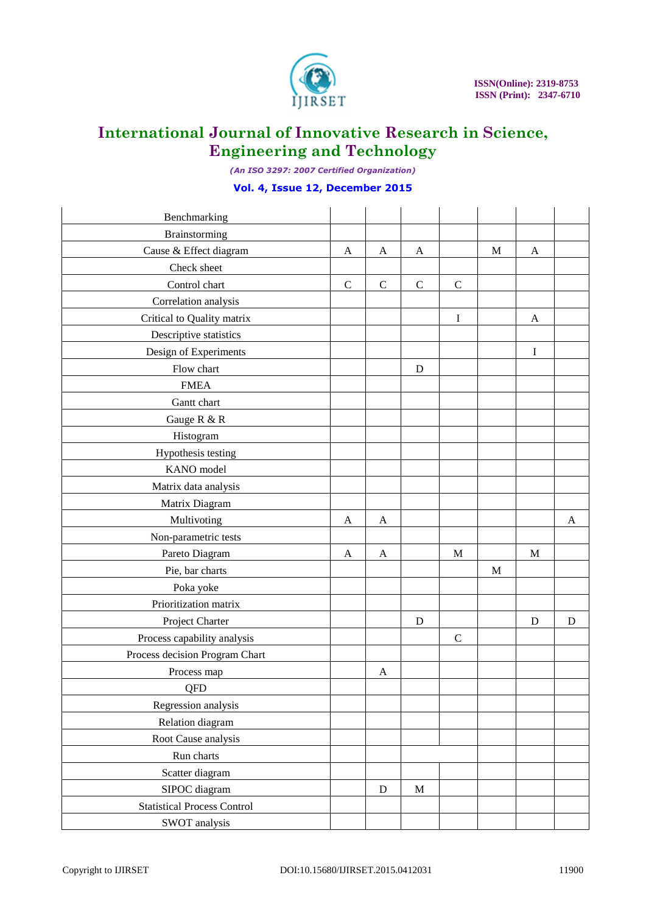|  |  |  |  |  |  |  |  |
|---|---|---|---|---|---|---|---|
| Benchmarking |  |  |  |  |  |  |  |
| Brainstorming |  |  |  |  |  |  |  |
| Cause & Effect diagram | A | A | A |  | M | A |  |
| Check sheet |  |  |  |  |  |  |  |
| Control chart | C | C | C | C |  |  |  |
| Correlation analysis |  |  |  |  |  |  |  |
| Critical to Quality matrix |  |  |  | I |  | A |  |
| Descriptive statistics |  |  |  |  |  |  |  |
| Design of Experiments |  |  |  |  |  | I |  |
| Flow chart |  |  | D |  |  |  |  |
| FMEA |  |  |  |  |  |  |  |
| Gantt chart |  |  |  |  |  |  |  |
| Gauge R & R |  |  |  |  |  |  |  |
| Histogram |  |  |  |  |  |  |  |
| Hypothesis testing |  |  |  |  |  |  |  |
| KANO model |  |  |  |  |  |  |  |
| Matrix data analysis |  |  |  |  |  |  |  |
| Matrix Diagram |  |  |  |  |  |  |  |
| Multivoting | A | A |  |  |  |  | A |
| Non-parametric tests |  |  |  |  |  |  |  |
| Pareto Diagram | A | A |  | M |  | M |  |
| Pie, bar charts |  |  |  |  | M |  |  |
| Poka yoke |  |  |  |  |  |  |  |
| Prioritization matrix |  |  |  |  |  |  |  |
| Project Charter |  |  | D |  |  | D | D |
| Process capability analysis |  |  |  | C |  |  |  |
| Process decision Program Chart |  |  |  |  |  |  |  |
| Process map |  | A |  |  |  |  |  |
| QFD |  |  |  |  |  |  |  |
| Regression analysis |  |  |  |  |  |  |  |
| Relation diagram |  |  |  |  |  |  |  |
| Root Cause analysis |  |  |  |  |  |  |  |
| Run charts |  |  |  |  |  |  |  |
| Scatter diagram |  |  |  |  |  |  |  |
| SIPOC diagram |  | D | M |  |  |  |  |
| Statistical Process Control |  |  |  |  |  |  |  |
| SWOT analysis |  |  |  |  |  |  |  |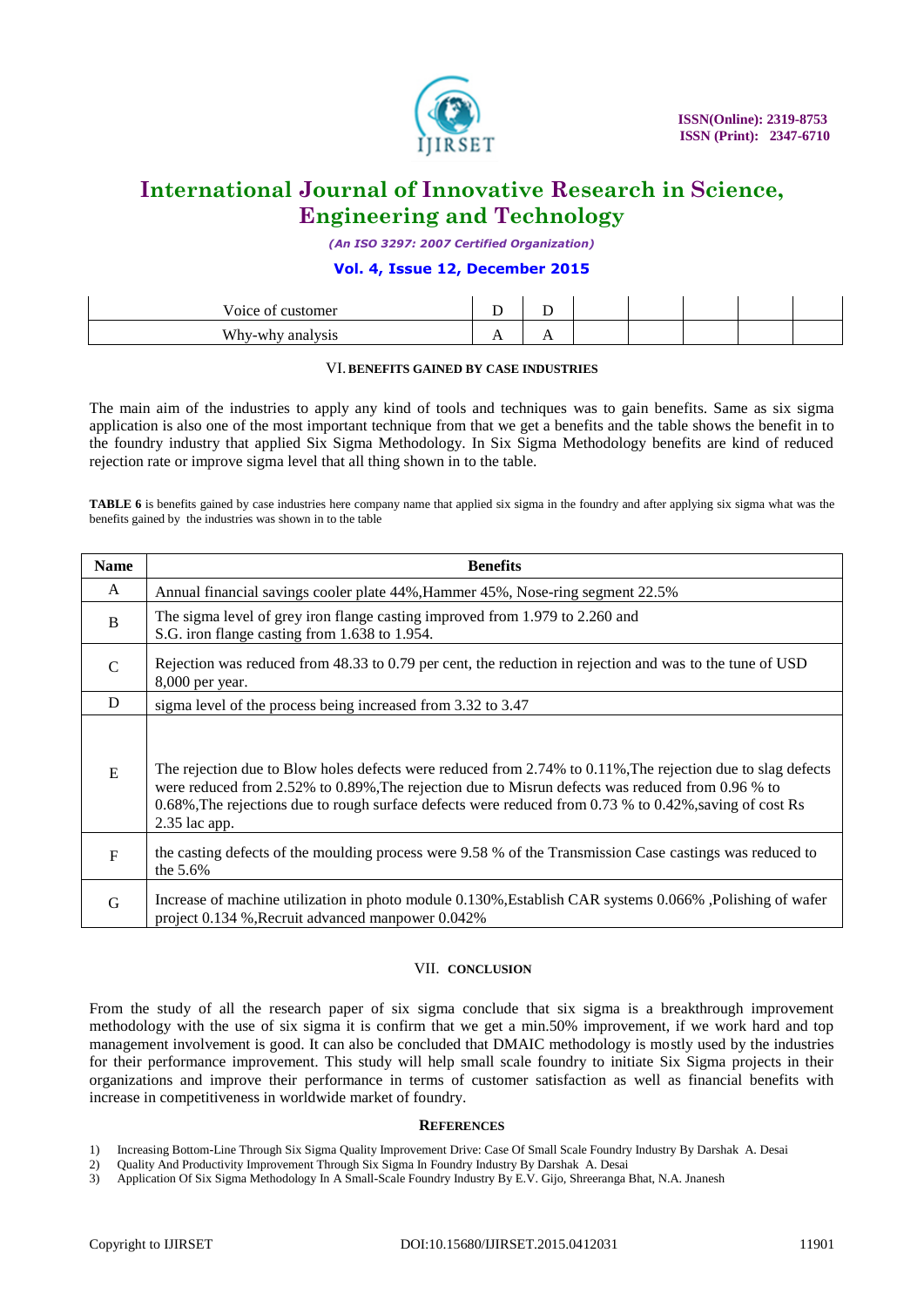| Voice of customer | D | D | | | | | |
|---|---|---|---|---|---|---|---|
| Why-why analysis | A | A | | | | | |

## VI. BENEFITS GAINED BY CASE INDUSTRIES

The main aim of the industries to apply any kind of tools and techniques was to gain benefits. Same as six sigma application is also one of the most important technique from that we get a benefits and the table shows the benefit in to the foundry industry that applied Six Sigma Methodology. In Six Sigma Methodology benefits are kind of reduced rejection rate or improve sigma level that all thing shown in to the table.

**TABLE 6** is benefits gained by case industries here company name that applied six sigma in the foundry and after applying six sigma what was the benefits gained by the industries was shown in to the table

| Name | Benefits |
|---|---|
| A | Annual financial savings cooler plate 44%,Hammer 45%, Nose-ring segment 22.5% |
| B | The sigma level of grey iron flange casting improved from 1.979 to 2.260 and S.G. iron flange casting from 1.638 to 1.954. |
| C | Rejection was reduced from 48.33 to 0.79 per cent, the reduction in rejection and was to the tune of USD 8,000 per year. |
| D | sigma level of the process being increased from 3.32 to 3.47 |
| E | The rejection due to Blow holes defects were reduced from 2.74% to 0.11%,The rejection due to slag defects were reduced from 2.52% to 0.89%,The rejection due to Misrun defects was reduced from 0.96 % to 0.68%,The rejections due to rough surface defects were reduced from 0.73 % to 0.42%,saving of cost Rs 2.35 lac app. |
| F | the casting defects of the moulding process were 9.58 % of the Transmission Case castings was reduced to the 5.6% |
| G | Increase of machine utilization in photo module 0.130%,Establish CAR systems 0.066% ,Polishing of wafer project 0.134 %,Recruit advanced manpower 0.042% |

## VII. CONCLUSION

From the study of all the research paper of six sigma conclude that six sigma is a breakthrough improvement methodology with the use of six sigma it is confirm that we get a min.50% improvement, if we work hard and top management involvement is good. It can also be concluded that DMAIC methodology is mostly used by the industries for their performance improvement. This study will help small scale foundry to initiate Six Sigma projects in their organizations and improve their performance in terms of customer satisfaction as well as financial benefits with increase in competitiveness in worldwide market of foundry.

## REFERENCES

1) Increasing Bottom-Line Through Six Sigma Quality Improvement Drive: Case Of Small Scale Foundry Industry By Darshak A. Desai
2) Quality And Productivity Improvement Through Six Sigma In Foundry Industry By Darshak A. Desai
3) Application Of Six Sigma Methodology In A Small-Scale Foundry Industry By E.V. Gijo, Shreeranga Bhat, N.A. Jnanesh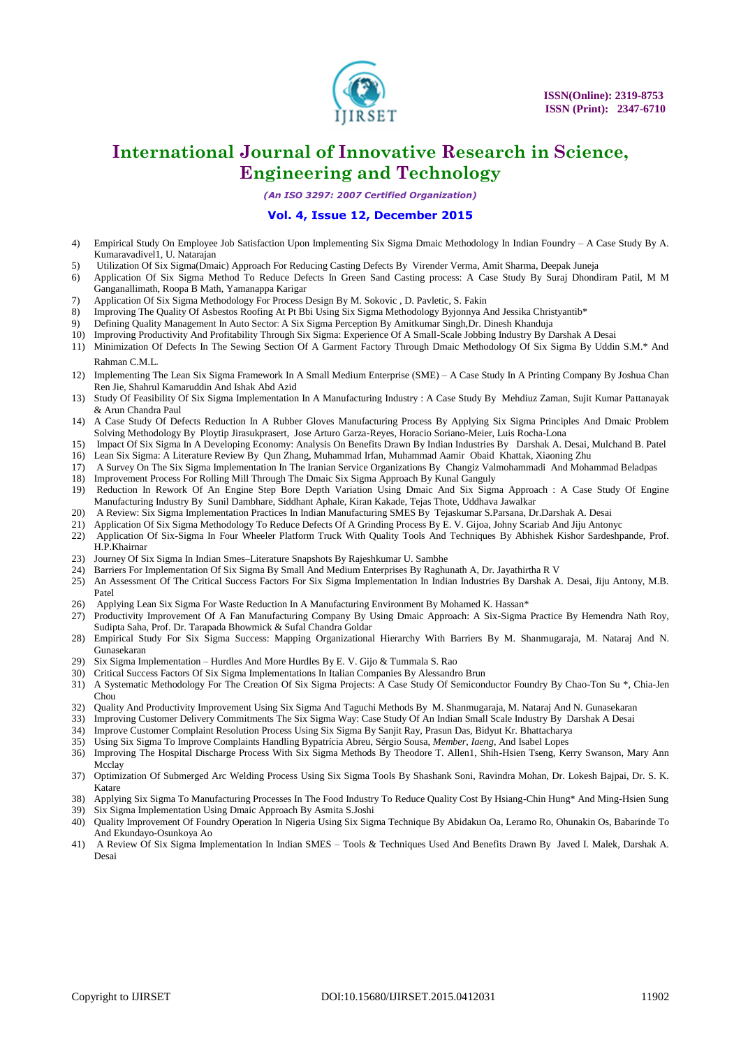4) Empirical Study On Employee Job Satisfaction Upon Implementing Six Sigma Dmaic Methodology In Indian Foundry – A Case Study By A. Kumaravadivel1, U. Natarajan
5) Utilization Of Six Sigma(Dmaic) Approach For Reducing Casting Defects By Virender Verma, Amit Sharma, Deepak Juneja
6) Application Of Six Sigma Method To Reduce Defects In Green Sand Casting process: A Case Study By Suraj Dhondiram Patil, M M Ganganallimath, Roopa B Math, Yamanappa Karigar
7) Application Of Six Sigma Methodology For Process Design By M. Sokovic , D. Pavletic, S. Fakin
8) Improving The Quality Of Asbestos Roofing At Pt Bbi Using Six Sigma Methodology Byjonnya And Jessika Christyantib*
9) Defining Quality Management In Auto Sector: A Six Sigma Perception By Amitkumar Singh,Dr. Dinesh Khanduja
10) Improving Productivity And Profitability Through Six Sigma: Experience Of A Small-Scale Jobbing Industry By Darshak A Desai
11) Minimization Of Defects In The Sewing Section Of A Garment Factory Through Dmaic Methodology Of Six Sigma By Uddin S.M.* And Rahman C.M.L.
12) Implementing The Lean Six Sigma Framework In A Small Medium Enterprise (SME) – A Case Study In A Printing Company By Joshua Chan Ren Jie, Shahrul Kamaruddin And Ishak Abd Azid
13) Study Of Feasibility Of Six Sigma Implementation In A Manufacturing Industry : A Case Study By Mehdiuz Zaman, Sujit Kumar Pattanayak & Arun Chandra Paul
14) A Case Study Of Defects Reduction In A Rubber Gloves Manufacturing Process By Applying Six Sigma Principles And Dmaic Problem Solving Methodology By Ploytip Jirasukprasert, Jose Arturo Garza-Reyes, Horacio Soriano-Meier, Luis Rocha-Lona
15) Impact Of Six Sigma In A Developing Economy: Analysis On Benefits Drawn By Indian Industries By Darshak A. Desai, Mulchand B. Patel
16) Lean Six Sigma: A Literature Review By Qun Zhang, Muhammad Irfan, Muhammad Aamir Obaid Khattak, Xiaoning Zhu
17) A Survey On The Six Sigma Implementation In The Iranian Service Organizations By Changiz Valmohammadi And Mohammad Beladpas
18) Improvement Process For Rolling Mill Through The Dmaic Six Sigma Approach By Kunal Ganguly
19) Reduction In Rework Of An Engine Step Bore Depth Variation Using Dmaic And Six Sigma Approach : A Case Study Of Engine Manufacturing Industry By Sunil Dambhare, Siddhant Aphale, Kiran Kakade, Tejas Thote, Uddhava Jawalkar
20) A Review: Six Sigma Implementation Practices In Indian Manufacturing SMES By Tejaskumar S.Parsana, Dr.Darshak A. Desai
21) Application Of Six Sigma Methodology To Reduce Defects Of A Grinding Process By E. V. Gijoa, Johny Scariab And Jiju Antonyc
22) Application Of Six-Sigma In Four Wheeler Platform Truck With Quality Tools And Techniques By Abhishek Kishor Sardeshpande, Prof. H.P.Khairnar
23) Journey Of Six Sigma In Indian Smes–Literature Snapshots By Rajeshkumar U. Sambhe
24) Barriers For Implementation Of Six Sigma By Small And Medium Enterprises By Raghunath A, Dr. Jayathirtha R V
25) An Assessment Of The Critical Success Factors For Six Sigma Implementation In Indian Industries By Darshak A. Desai, Jiju Antony, M.B. Patel
26) Applying Lean Six Sigma For Waste Reduction In A Manufacturing Environment By Mohamed K. Hassan*
27) Productivity Improvement Of A Fan Manufacturing Company By Using Dmaic Approach: A Six-Sigma Practice By Hemendra Nath Roy, Sudipta Saha, Prof. Dr. Tarapada Bhowmick & Sufal Chandra Goldar
28) Empirical Study For Six Sigma Success: Mapping Organizational Hierarchy With Barriers By M. Shanmugaraja, M. Nataraj And N. Gunasekaran
29) Six Sigma Implementation – Hurdles And More Hurdles By E. V. Gijo & Tummala S. Rao
30) Critical Success Factors Of Six Sigma Implementations In Italian Companies By Alessandro Brun
31) A Systematic Methodology For The Creation Of Six Sigma Projects: A Case Study Of Semiconductor Foundry By Chao-Ton Su *, Chia-Jen Chou
32) Quality And Productivity Improvement Using Six Sigma And Taguchi Methods By M. Shanmugaraja, M. Nataraj And N. Gunasekaran
33) Improving Customer Delivery Commitments The Six Sigma Way: Case Study Of An Indian Small Scale Industry By Darshak A Desai
34) Improve Customer Complaint Resolution Process Using Six Sigma By Sanjit Ray, Prasun Das, Bidyut Kr. Bhattacharya
35) Using Six Sigma To Improve Complaints Handling Bypatrícia Abreu, Sérgio Sousa, *Member, Iaeng*, And Isabel Lopes
36) Improving The Hospital Discharge Process With Six Sigma Methods By Theodore T. Allen1, Shih-Hsien Tseng, Kerry Swanson, Mary Ann Mcclay
37) Optimization Of Submerged Arc Welding Process Using Six Sigma Tools By Shashank Soni, Ravindra Mohan, Dr. Lokesh Bajpai, Dr. S. K. Katare
38) Applying Six Sigma To Manufacturing Processes In The Food Industry To Reduce Quality Cost By Hsiang-Chin Hung* And Ming-Hsien Sung
39) Six Sigma Implementation Using Dmaic Approach By Asmita S.Joshi
40) Quality Improvement Of Foundry Operation In Nigeria Using Six Sigma Technique By Abidakun Oa, Leramo Ro, Ohunakin Os, Babarinde To And Ekundayo-Osunkoya Ao
41) A Review Of Six Sigma Implementation In Indian SMES – Tools & Techniques Used And Benefits Drawn By Javed I. Malek, Darshak A. Desai